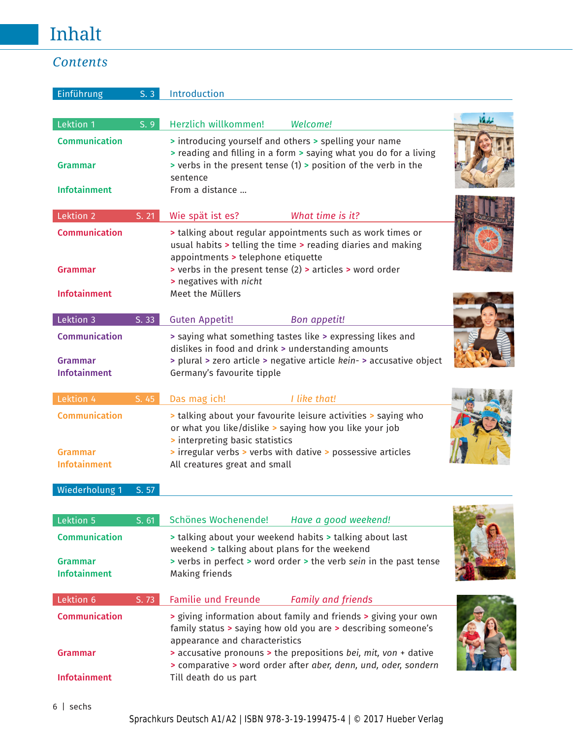# Inhalt

## *Contents*

**Einführung** S. 3 — Introduction

### Lektion 1 — S. 9 — Herzlich willkommen! — *Welcome!*

**Communication**
> introducing yourself and others > spelling your name > reading and filling in a form > saying what you do for a living

**Grammar**
> verbs in the present tense (1) > position of the verb in the sentence

**Infotainment**
From a distance …

### Lektion 2 — S. 21 — Wie spät ist es? — *What time is it?*

**Communication**
> talking about regular appointments such as work times or usual habits > telling the time > reading diaries and making appointments > telephone etiquette

**Grammar**
> verbs in the present tense (2) > articles > word order > negatives with *nicht*

**Infotainment**
Meet the Müllers

### Lektion 3 — S. 33 — Guten Appetit! — *Bon appetit!*

**Communication**
> saying what something tastes like > expressing likes and dislikes in food and drink > understanding amounts

**Grammar**
> plural > zero article > negative article *kein-* > accusative object

**Infotainment**
Germany's favourite tipple

### Lektion 4 — S. 45 — Das mag ich! — *I like that!*

**Communication**
> talking about your favourite leisure activities > saying who or what you like/dislike > saying how you like your job > interpreting basic statistics

**Grammar**
> irregular verbs > verbs with dative > possessive articles

**Infotainment**
All creatures great and small

**Wiederholung 1** S. 57

### Lektion 5 — S. 61 — Schönes Wochenende! — *Have a good weekend!*

**Communication**
> talking about your weekend habits > talking about last weekend > talking about plans for the weekend

**Grammar**
> verbs in perfect > word order > the verb *sein* in the past tense

**Infotainment**
Making friends

### Lektion 6 — S. 73 — Familie und Freunde — *Family and friends*

**Communication**
> giving information about family and friends > giving your own family status > saying how old you are > describing someone's appearance and characteristics

**Grammar**
> accusative pronouns > the prepositions *bei, mit, von* + dative > comparative > word order after *aber, denn, und, oder, sondern*

**Infotainment**
Till death do us part

Sprachkurs Deutsch A1/A2 | ISBN 978-3-19-199475-4 | © 2017 Hueber Verlag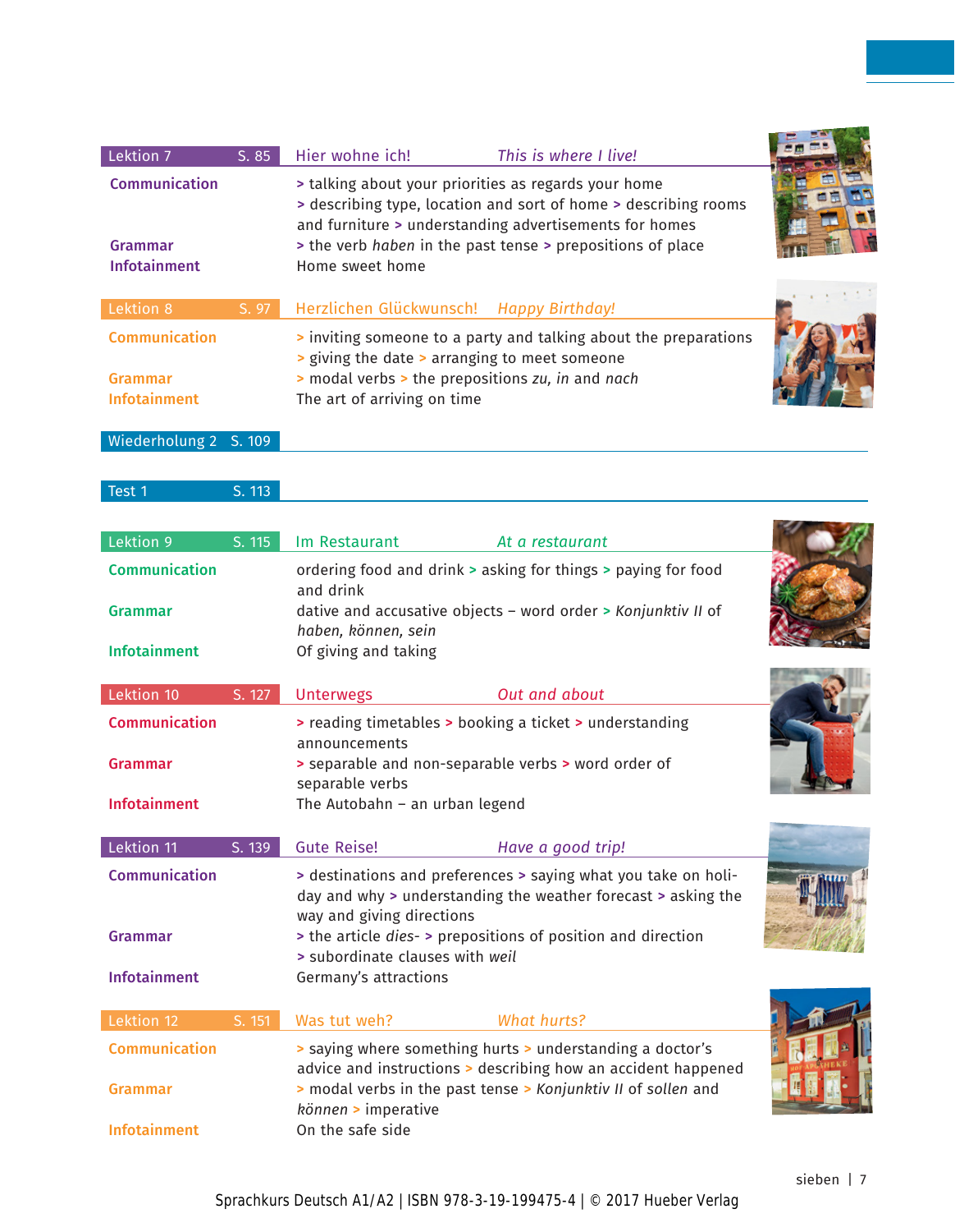## Lektion 7 — S. 85 — Hier wohne ich! — *This is where I live!*

**Communication**
> talking about your priorities as regards your home > describing type, location and sort of home > describing rooms and furniture > understanding advertisements for homes

**Grammar**
> the verb *haben* in the past tense > prepositions of place

**Infotainment**
Home sweet home

## Lektion 8 — S. 97 — Herzlichen Glückwunsch! — *Happy Birthday!*

**Communication**
> inviting someone to a party and talking about the preparations > giving the date > arranging to meet someone

**Grammar**
> modal verbs > the prepositions *zu, in* and *nach*

**Infotainment**
The art of arriving on time

## Wiederholung 2 — S. 109

## Test 1 — S. 113

## Lektion 9 — S. 115 — Im Restaurant — *At a restaurant*

**Communication**
ordering food and drink > asking for things > paying for food and drink

**Grammar**
dative and accusative objects – word order > *Konjunktiv II* of *haben, können, sein*

**Infotainment**
Of giving and taking

## Lektion 10 — S. 127 — Unterwegs — *Out and about*

**Communication**
> reading timetables > booking a ticket > understanding announcements

**Grammar**
> separable and non-separable verbs > word order of separable verbs

**Infotainment**
The Autobahn – an urban legend

## Lektion 11 — S. 139 — Gute Reise! — *Have a good trip!*

**Communication**
> destinations and preferences > saying what you take on holiday and why > understanding the weather forecast > asking the way and giving directions

**Grammar**
> the article *dies-* > prepositions of position and direction > subordinate clauses with *weil*

**Infotainment**
Germany's attractions

## Lektion 12 — S. 151 — Was tut weh? — *What hurts?*

**Communication**
> saying where something hurts > understanding a doctor's advice and instructions > describing how an accident happened

**Grammar**
> modal verbs in the past tense > *Konjunktiv II* of *sollen* and *können* > imperative

**Infotainment**
On the safe side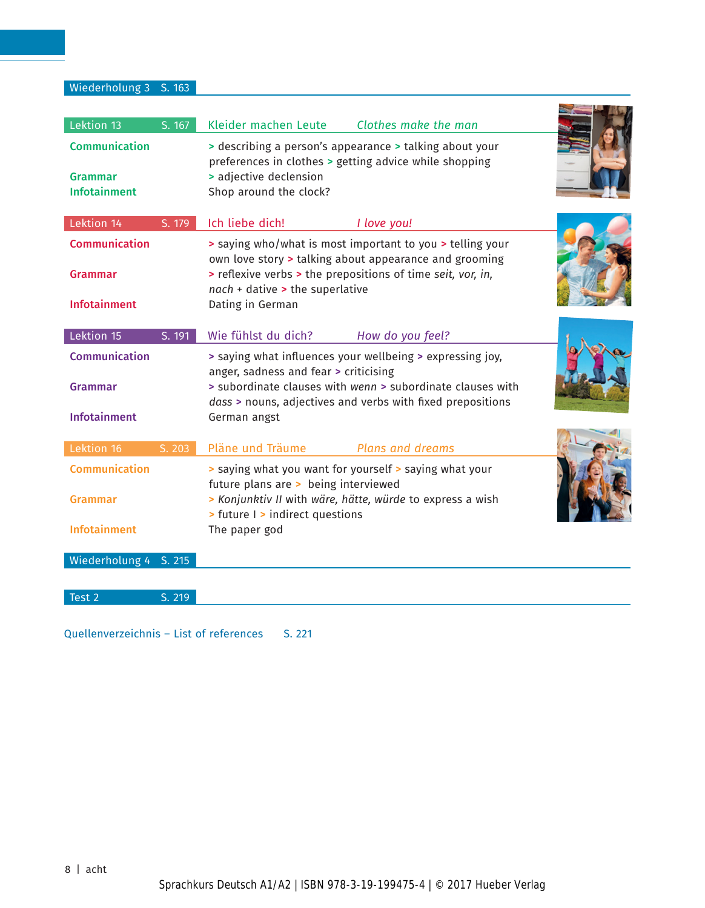## Wiederholung 3 S. 163

## Lektion 13 S. 167 Kleider machen Leute *Clothes make the man*

**Communication**
> describing a person's appearance > talking about your preferences in clothes > getting advice while shopping

**Grammar**
> adjective declension

**Infotainment**
Shop around the clock?

## Lektion 14 S. 179 Ich liebe dich! *I love you!*

**Communication**
> saying who/what is most important to you > telling your own love story > talking about appearance and grooming

**Grammar**
> reflexive verbs > the prepositions of time *seit, vor, in, nach* + dative > the superlative

**Infotainment**
Dating in German

## Lektion 15 S. 191 Wie fühlst du dich? *How do you feel?*

**Communication**
> saying what influences your wellbeing > expressing joy, anger, sadness and fear > criticising

**Grammar**
> subordinate clauses with *wenn* > subordinate clauses with *dass* > nouns, adjectives and verbs with fixed prepositions

**Infotainment**
German angst

## Lektion 16 S. 203 Pläne und Träume *Plans and dreams*

**Communication**
> saying what you want for yourself > saying what your future plans are > being interviewed

**Grammar**
> *Konjunktiv II* with *wäre, hätte, würde* to express a wish > future I > indirect questions

**Infotainment**
The paper god

## Wiederholung 4 S. 215

## Test 2 S. 219

Quellenverzeichnis – List of references S. 221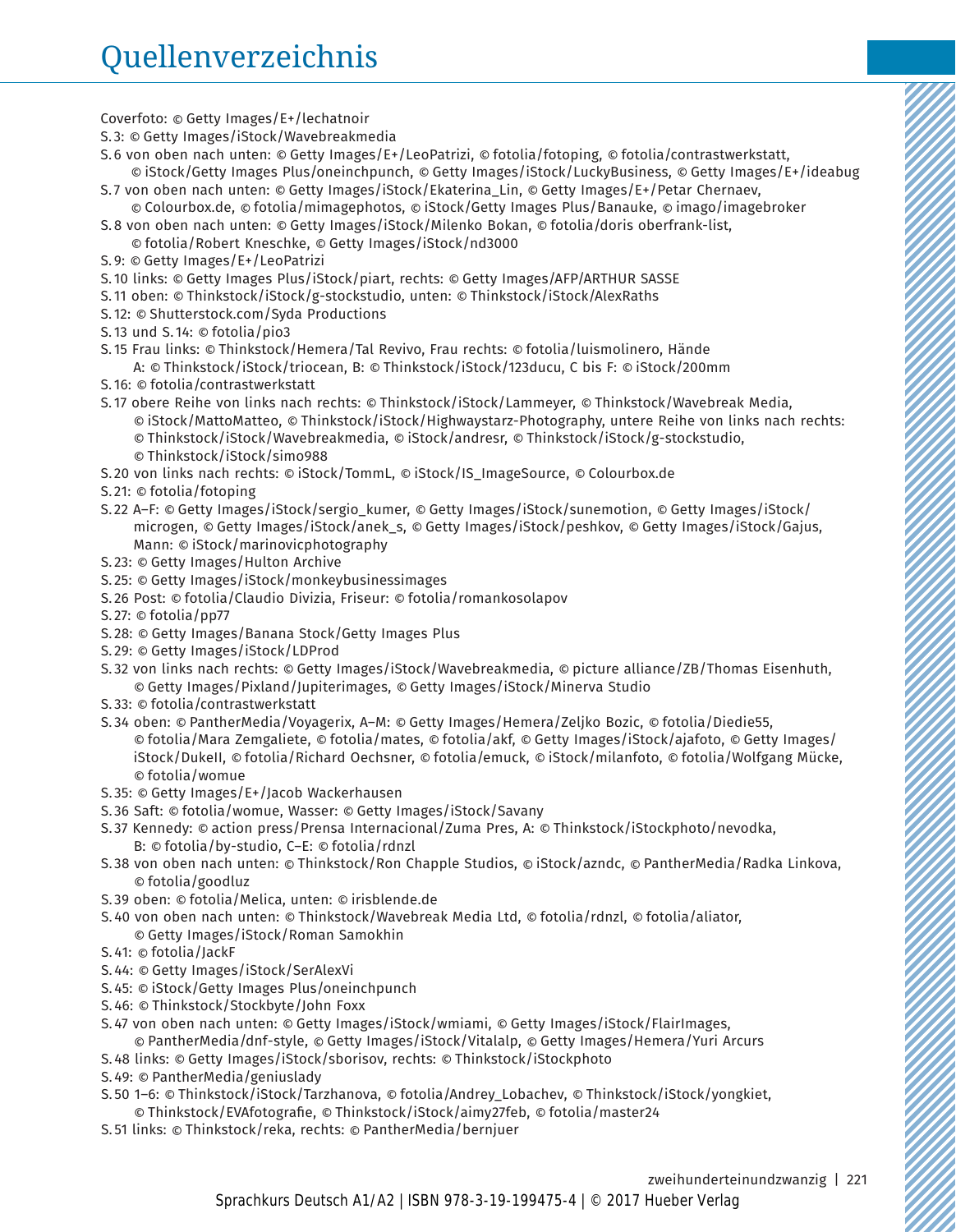# Quellenverzeichnis

Coverfoto: © Getty Images/E+/lechatnoir

S. 3: © Getty Images/iStock/Wavebreakmedia

S. 6 von oben nach unten: © Getty Images/E+/LeoPatrizi, © fotolia/fotoping, © fotolia/contrastwerkstatt, © iStock/Getty Images Plus/oneinchpunch, © Getty Images/iStock/LuckyBusiness, © Getty Images/E+/ideabug

S. 7 von oben nach unten: © Getty Images/iStock/Ekaterina_Lin, © Getty Images/E+/Petar Chernaev, © Colourbox.de, © fotolia/mimagephotos, © iStock/Getty Images Plus/Banauke, © imago/imagebroker

S. 8 von oben nach unten: © Getty Images/iStock/Milenko Bokan, © fotolia/doris oberfrank-list, © fotolia/Robert Kneschke, © Getty Images/iStock/nd3000

S. 9: © Getty Images/E+/LeoPatrizi

S. 10 links: © Getty Images Plus/iStock/piart, rechts: © Getty Images/AFP/ARTHUR SASSE

S. 11 oben: © Thinkstock/iStock/g-stockstudio, unten: © Thinkstock/iStock/AlexRaths

S. 12: © Shutterstock.com/Syda Productions

S. 13 und S. 14: © fotolia/pio3

S. 15 Frau links: © Thinkstock/Hemera/Tal Revivo, Frau rechts: © fotolia/luismolinero, Hände A: © Thinkstock/iStock/triocean, B: © Thinkstock/iStock/123ducu, C bis F: © iStock/200mm

S. 16: © fotolia/contrastwerkstatt

S. 17 obere Reihe von links nach rechts: © Thinkstock/iStock/Lammeyer, © Thinkstock/Wavebreak Media, © iStock/MattoMatteo, © Thinkstock/iStock/Highwaystarz-Photography, untere Reihe von links nach rechts: © Thinkstock/iStock/Wavebreakmedia, © iStock/andresr, © Thinkstock/iStock/g-stockstudio, © Thinkstock/iStock/simo988

S. 20 von links nach rechts: © iStock/TommL, © iStock/IS_ImageSource, © Colourbox.de

S. 21: © fotolia/fotoping

S. 22 A–F: © Getty Images/iStock/sergio_kumer, © Getty Images/iStock/sunemotion, © Getty Images/iStock/microgen, © Getty Images/iStock/anek_s, © Getty Images/iStock/peshkov, © Getty Images/iStock/Gajus, Mann: © iStock/marinovicphotography

S. 23: © Getty Images/Hulton Archive

S. 25: © Getty Images/iStock/monkeybusinessimages

S. 26 Post: © fotolia/Claudio Divizia, Friseur: © fotolia/romankosolapov

S. 27: © fotolia/pp77

S. 28: © Getty Images/Banana Stock/Getty Images Plus

S. 29: © Getty Images/iStock/LDProd

S. 32 von links nach rechts: © Getty Images/iStock/Wavebreakmedia, © picture alliance/ZB/Thomas Eisenhuth, © Getty Images/Pixland/Jupiterimages, © Getty Images/iStock/Minerva Studio

S. 33: © fotolia/contrastwerkstatt

S. 34 oben: © PantherMedia/Voyagerix, A–M: © Getty Images/Hemera/Zeljko Bozic, © fotolia/Diedie55, © fotolia/Mara Zemgaliete, © fotolia/mates, © fotolia/akf, © Getty Images/iStock/ajafoto, © Getty Images/iStock/DukeII, © fotolia/Richard Oechsner, © fotolia/emuck, © iStock/milanfoto, © fotolia/Wolfgang Mücke, © fotolia/womue

S. 35: © Getty Images/E+/Jacob Wackerhausen

S. 36 Saft: © fotolia/womue, Wasser: © Getty Images/iStock/Savany

S. 37 Kennedy: © action press/Prensa Internacional/Zuma Pres, A: © Thinkstock/iStockphoto/nevodka, B: © fotolia/by-studio, C–E: © fotolia/rdnzl

S. 38 von oben nach unten: © Thinkstock/Ron Chapple Studios, © iStock/azndc, © PantherMedia/Radka Linkova, © fotolia/goodluz

S. 39 oben: © fotolia/Melica, unten: © irisblende.de

S. 40 von oben nach unten: © Thinkstock/Wavebreak Media Ltd, © fotolia/rdnzl, © fotolia/aliator, © Getty Images/iStock/Roman Samokhin

S. 41: © fotolia/JackF

S. 44: © Getty Images/iStock/SerAlexVi

S. 45: © iStock/Getty Images Plus/oneinchpunch

S. 46: © Thinkstock/Stockbyte/John Foxx

S. 47 von oben nach unten: © Getty Images/iStock/wmiami, © Getty Images/iStock/FlairImages, © PantherMedia/dnf-style, © Getty Images/iStock/Vitalalp, © Getty Images/Hemera/Yuri Arcurs

S. 48 links: © Getty Images/iStock/sborisov, rechts: © Thinkstock/iStockphoto

S. 49: © PantherMedia/geniuslady

S. 50 1–6: © Thinkstock/iStock/Tarzhanova, © fotolia/Andrey_Lobachev, © Thinkstock/iStock/yongkiet, © Thinkstock/EVAfotografie, © Thinkstock/iStock/aimy27feb, © fotolia/master24

S. 51 links: © Thinkstock/reka, rechts: © PantherMedia/bernjuer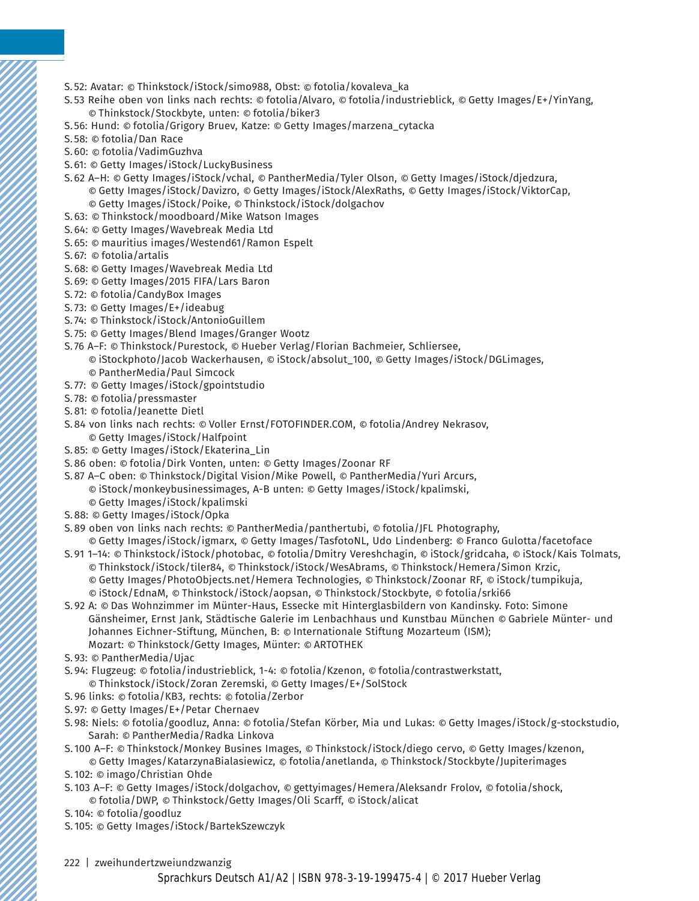S. 52: Avatar: © Thinkstock/iStock/simo988, Obst: © fotolia/kovaleva_ka
S. 53 Reihe oben von links nach rechts: © fotolia/Alvaro, © fotolia/industrieblick, © Getty Images/E+/YinYang, © Thinkstock/Stockbyte, unten: © fotolia/biker3
S. 56: Hund: © fotolia/Grigory Bruev, Katze: © Getty Images/marzena_cytacka
S. 58: © fotolia/Dan Race
S. 60: © fotolia/VadimGuzhva
S. 61: © Getty Images/iStock/LuckyBusiness
S. 62 A–H: © Getty Images/iStock/vchal, © PantherMedia/Tyler Olson, © Getty Images/iStock/djedzura, © Getty Images/iStock/Davizro, © Getty Images/iStock/AlexRaths, © Getty Images/iStock/ViktorCap, © Getty Images/iStock/Poike, © Thinkstock/iStock/dolgachov
S. 63: © Thinkstock/moodboard/Mike Watson Images
S. 64: © Getty Images/Wavebreak Media Ltd
S. 65: © mauritius images/Westend61/Ramon Espelt
S. 67: © fotolia/artalis
S. 68: © Getty Images/Wavebreak Media Ltd
S. 69: © Getty Images/2015 FIFA/Lars Baron
S. 72: © fotolia/CandyBox Images
S. 73: © Getty Images/E+/ideabug
S. 74: © Thinkstock/iStock/AntonioGuillem
S. 75: © Getty Images/Blend Images/Granger Wootz
S. 76 A–F: © Thinkstock/Purestock, © Hueber Verlag/Florian Bachmeier, Schliersee, © iStockphoto/Jacob Wackerhausen, © iStock/absolut_100, © Getty Images/iStock/DGLimages, © PantherMedia/Paul Simcock
S. 77: © Getty Images/iStock/gpointstudio
S. 78: © fotolia/pressmaster
S. 81: © fotolia/Jeanette Dietl
S. 84 von links nach rechts: © Voller Ernst/FOTOFINDER.COM, © fotolia/Andrey Nekrasov, © Getty Images/iStock/Halfpoint
S. 85: © Getty Images/iStock/Ekaterina_Lin
S. 86 oben: © fotolia/Dirk Vonten, unten: © Getty Images/Zoonar RF
S. 87 A–C oben: © Thinkstock/Digital Vision/Mike Powell, © PantherMedia/Yuri Arcurs, © iStock/monkeybusinessimages, A-B unten: © Getty Images/iStock/kpalimski, © Getty Images/iStock/kpalimski
S. 88: © Getty Images/iStock/Opka
S. 89 oben von links nach rechts: © PantherMedia/panthertubi, © fotolia/JFL Photography, © Getty Images/iStock/igmarx, © Getty Images/TasfotoNL, Udo Lindenberg: © Franco Gulotta/facetoface
S. 91 1–14: © Thinkstock/iStock/photobac, © fotolia/Dmitry Vereshchagin, © iStock/gridcaha, © iStock/Kais Tolmats, © Thinkstock/iStock/tiler84, © Thinkstock/iStock/WesAbrams, © Thinkstock/Hemera/Simon Krzic, © Getty Images/PhotoObjects.net/Hemera Technologies, © Thinkstock/Zoonar RF, © iStock/tumpikuja, © iStock/EdnaM, © Thinkstock/iStock/aopsan, © Thinkstock/Stockbyte, © fotolia/srki66
S. 92 A: © Das Wohnzimmer im Münter-Haus, Essecke mit Hinterglasbildern von Kandinsky. Foto: Simone Gänsheimer, Ernst Jank, Städtische Galerie im Lenbachhaus und Kunstbau München © Gabriele Münter- und Johannes Eichner-Stiftung, München, B: © Internationale Stiftung Mozarteum (ISM); Mozart: © Thinkstock/Getty Images, Münter: © ARTOTHEK
S. 93: © PantherMedia/Ujac
S. 94: Flugzeug: © fotolia/industrieblick, 1-4: © fotolia/Kzenon, © fotolia/contrastwerkstatt, © Thinkstock/iStock/Zoran Zeremski, © Getty Images/E+/SolStock
S. 96 links: © fotolia/KB3, rechts: © fotolia/Zerbor
S. 97: © Getty Images/E+/Petar Chernaev
S. 98: Niels: © fotolia/goodluz, Anna: © fotolia/Stefan Körber, Mia und Lukas: © Getty Images/iStock/g-stockstudio, Sarah: © PantherMedia/Radka Linkova
S. 100 A–F: © Thinkstock/Monkey Busines Images, © Thinkstock/iStock/diego cervo, © Getty Images/kzenon, © Getty Images/KatarzynaBialasiewicz, © fotolia/anetlanda, © Thinkstock/Stockbyte/Jupiterimages
S. 102: © imago/Christian Ohde
S. 103 A–F: © Getty Images/iStock/dolgachov, © gettyimages/Hemera/Aleksandr Frolov, © fotolia/shock, © fotolia/DWP, © Thinkstock/Getty Images/Oli Scarff, © iStock/alicat
S. 104: © fotolia/goodluz
S. 105: © Getty Images/iStock/BartekSzewczyk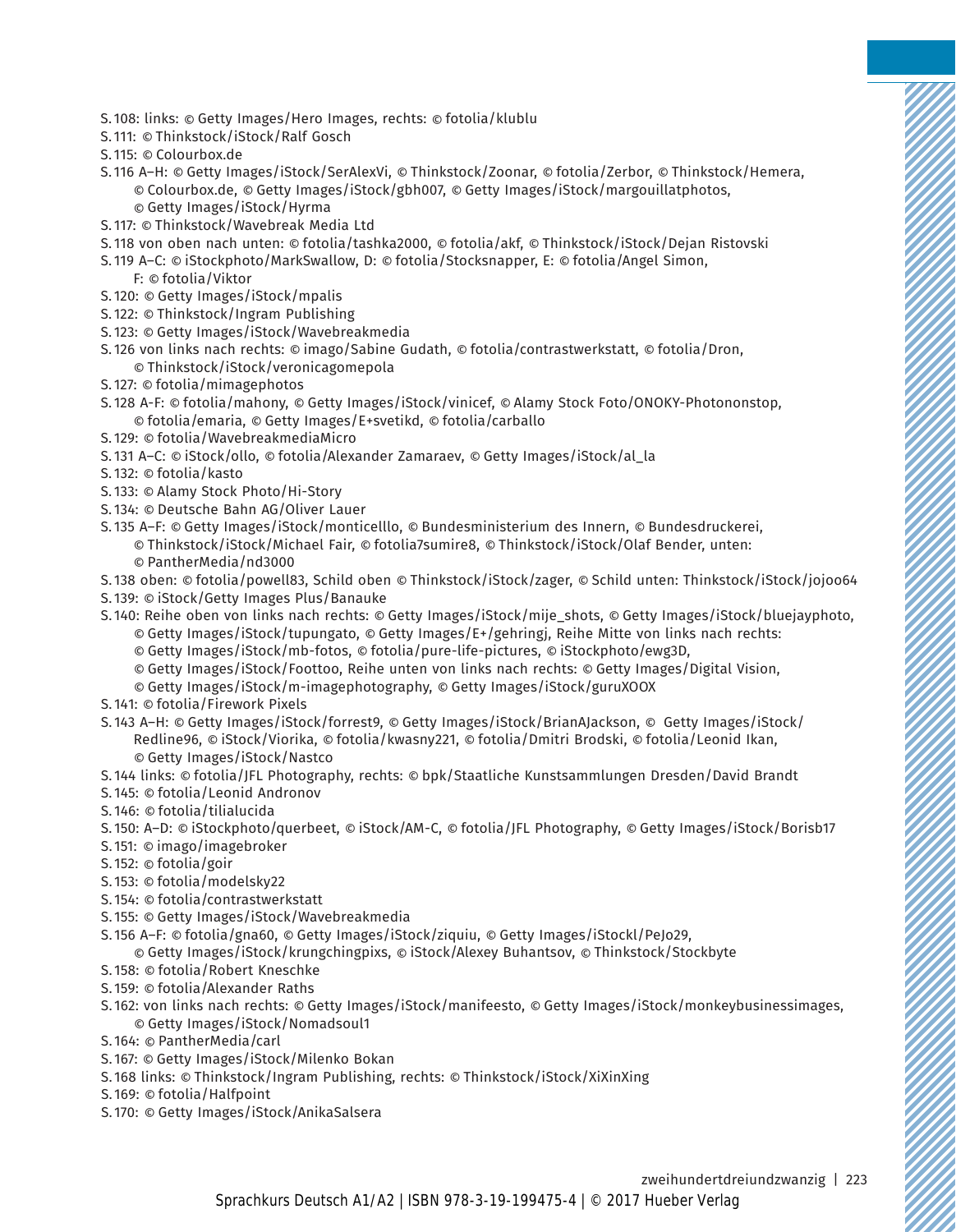S. 108: links: © Getty Images/Hero Images, rechts: © fotolia/klublu
S. 111: © Thinkstock/iStock/Ralf Gosch
S. 115: © Colourbox.de
S. 116 A–H: © Getty Images/iStock/SerAlexVi, © Thinkstock/Zoonar, © fotolia/Zerbor, © Thinkstock/Hemera, © Colourbox.de, © Getty Images/iStock/gbh007, © Getty Images/iStock/margouillatphotos, © Getty Images/iStock/Hyrma
S. 117: © Thinkstock/Wavebreak Media Ltd
S. 118 von oben nach unten: © fotolia/tashka2000, © fotolia/akf, © Thinkstock/iStock/Dejan Ristovski
S. 119 A–C: © iStockphoto/MarkSwallow, D: © fotolia/Stocksnapper, E: © fotolia/Angel Simon, F: © fotolia/Viktor
S. 120: © Getty Images/iStock/mpalis
S. 122: © Thinkstock/Ingram Publishing
S. 123: © Getty Images/iStock/Wavebreakmedia
S. 126 von links nach rechts: © imago/Sabine Gudath, © fotolia/contrastwerkstatt, © fotolia/Dron, © Thinkstock/iStock/veronicagomepola
S. 127: © fotolia/mimagephotos
S. 128 A-F: © fotolia/mahony, © Getty Images/iStock/vinicef, © Alamy Stock Foto/ONOKY-Photononstop, © fotolia/emaria, © Getty Images/E+svetikd, © fotolia/carballo
S. 129: © fotolia/WavebreakmediaMicro
S. 131 A–C: © iStock/ollo, © fotolia/Alexander Zamaraev, © Getty Images/iStock/al_la
S. 132: © fotolia/kasto
S. 133: © Alamy Stock Photo/Hi-Story
S. 134: © Deutsche Bahn AG/Oliver Lauer
S. 135 A–F: © Getty Images/iStock/monticelllo, © Bundesministerium des Innern, © Bundesdruckerei, © Thinkstock/iStock/Michael Fair, © fotolia7sumire8, © Thinkstock/iStock/Olaf Bender, unten: © PantherMedia/nd3000
S. 138 oben: © fotolia/powell83, Schild oben © Thinkstock/iStock/zager, © Schild unten: Thinkstock/iStock/jojoo64
S. 139: © iStock/Getty Images Plus/Banauke
S. 140: Reihe oben von links nach rechts: © Getty Images/iStock/mije_shots, © Getty Images/iStock/bluejayphoto, © Getty Images/iStock/tupungato, © Getty Images/E+/gehringj, Reihe Mitte von links nach rechts: © Getty Images/iStock/mb-fotos, © fotolia/pure-life-pictures, © iStockphoto/ewg3D, © Getty Images/iStock/Foottoo, Reihe unten von links nach rechts: © Getty Images/Digital Vision, © Getty Images/iStock/m-imagephotography, © Getty Images/iStock/guruXOOX
S. 141: © fotolia/Firework Pixels
S. 143 A–H: © Getty Images/iStock/forrest9, © Getty Images/iStock/BrianAJackson, © Getty Images/iStock/Redline96, © iStock/Viorika, © fotolia/kwasny221, © fotolia/Dmitri Brodski, © fotolia/Leonid Ikan, © Getty Images/iStock/Nastco
S. 144 links: © fotolia/JFL Photography, rechts: © bpk/Staatliche Kunstsammlungen Dresden/David Brandt
S. 145: © fotolia/Leonid Andronov
S. 146: © fotolia/tilialucida
S. 150: A–D: © iStockphoto/querbeet, © iStock/AM-C, © fotolia/JFL Photography, © Getty Images/iStock/Borisb17
S. 151: © imago/imagebroker
S. 152: © fotolia/goir
S. 153: © fotolia/modelsky22
S. 154: © fotolia/contrastwerkstatt
S. 155: © Getty Images/iStock/Wavebreakmedia
S. 156 A–F: © fotolia/gna60, © Getty Images/iStock/ziquiu, © Getty Images/iStockl/PeJo29, © Getty Images/iStock/krungchingpixs, © iStock/Alexey Buhantsov, © Thinkstock/Stockbyte
S. 158: © fotolia/Robert Kneschke
S. 159: © fotolia/Alexander Raths
S. 162: von links nach rechts: © Getty Images/iStock/manifeesto, © Getty Images/iStock/monkeybusinessimages, © Getty Images/iStock/Nomadsoul1
S. 164: © PantherMedia/carl
S. 167: © Getty Images/iStock/Milenko Bokan
S. 168 links: © Thinkstock/Ingram Publishing, rechts: © Thinkstock/iStock/XiXinXing
S. 169: © fotolia/Halfpoint
S. 170: © Getty Images/iStock/AnikaSalsera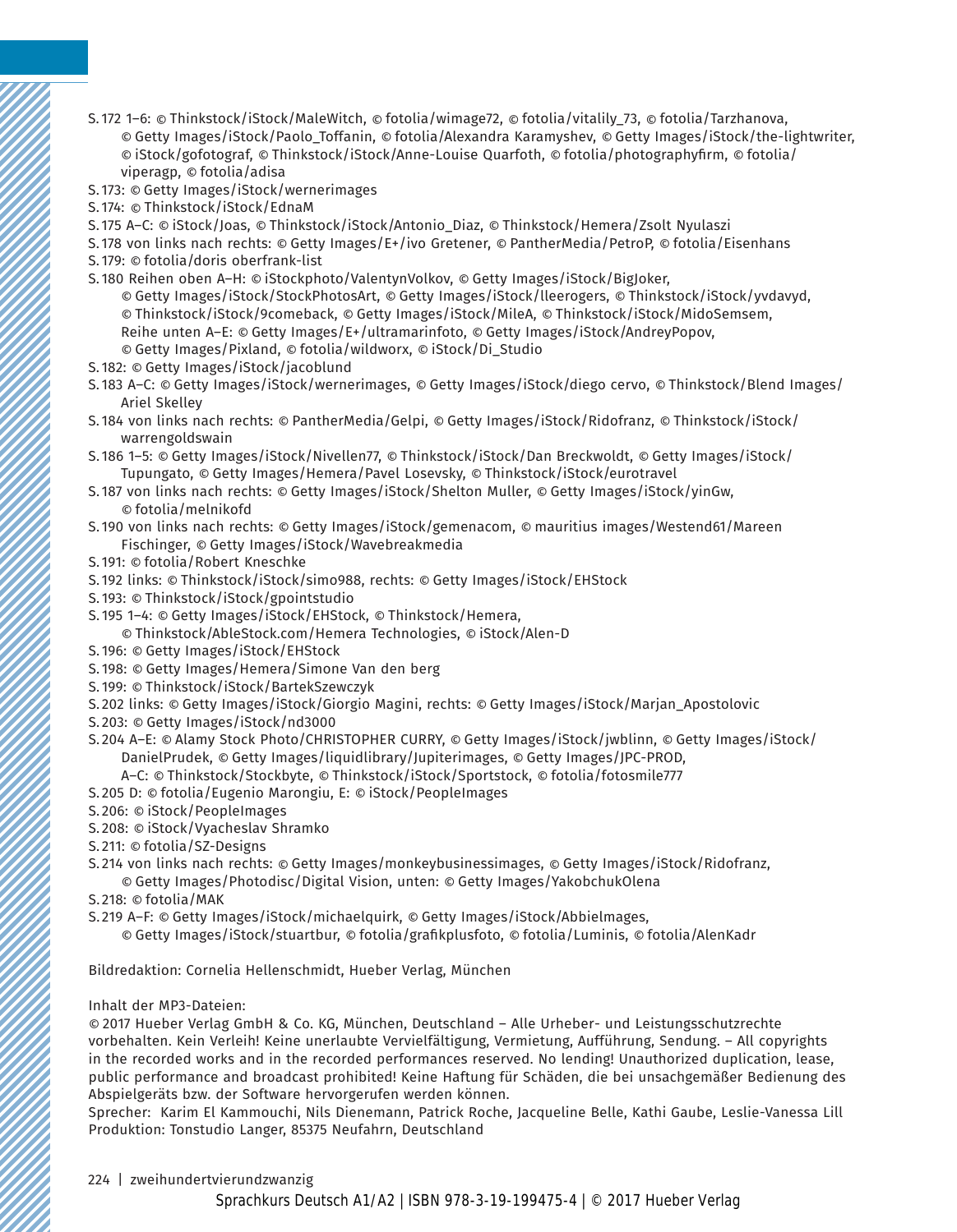S. 172 1–6: © Thinkstock/iStock/MaleWitch, © fotolia/wimage72, © fotolia/vitalily_73, © fotolia/Tarzhanova, © Getty Images/iStock/Paolo_Toffanin, © fotolia/Alexandra Karamyshev, © Getty Images/iStock/the-lightwriter, © iStock/gofotograf, © Thinkstock/iStock/Anne-Louise Quarfoth, © fotolia/photographyfirm, © fotolia/viperagp, © fotolia/adisa
S. 173: © Getty Images/iStock/wernerimages
S. 174: © Thinkstock/iStock/EdnaM
S. 175 A–C: © iStock/Joas, © Thinkstock/iStock/Antonio_Diaz, © Thinkstock/Hemera/Zsolt Nyulaszi
S. 178 von links nach rechts: © Getty Images/E+/ivo Gretener, © PantherMedia/PetroP, © fotolia/Eisenhans
S. 179: © fotolia/doris oberfrank-list
S. 180 Reihen oben A–H: © iStockphoto/ValentynVolkov, © Getty Images/iStock/BigJoker, © Getty Images/iStock/StockPhotosArt, © Getty Images/iStock/lleerogers, © Thinkstock/iStock/yvdavyd, © Thinkstock/iStock/9comeback, © Getty Images/iStock/MileA, © Thinkstock/iStock/MidoSemsem, Reihe unten A–E: © Getty Images/E+/ultramarinfoto, © Getty Images/iStock/AndreyPopov, © Getty Images/Pixland, © fotolia/wildworx, © iStock/Di_Studio
S. 182: © Getty Images/iStock/jacoblund
S. 183 A–C: © Getty Images/iStock/wernerimages, © Getty Images/iStock/diego cervo, © Thinkstock/Blend Images/Ariel Skelley
S. 184 von links nach rechts: © PantherMedia/Gelpi, © Getty Images/iStock/Ridofranz, © Thinkstock/iStock/warrengoldswain
S. 186 1–5: © Getty Images/iStock/Nivellen77, © Thinkstock/iStock/Dan Breckwoldt, © Getty Images/iStock/Tupungato, © Getty Images/Hemera/Pavel Losevsky, © Thinkstock/iStock/eurotravel
S. 187 von links nach rechts: © Getty Images/iStock/Shelton Muller, © Getty Images/iStock/yinGw, © fotolia/melnikofd
S. 190 von links nach rechts: © Getty Images/iStock/gemenacom, © mauritius images/Westend61/Mareen Fischinger, © Getty Images/iStock/Wavebreakmedia
S. 191: © fotolia/Robert Kneschke
S. 192 links: © Thinkstock/iStock/simo988, rechts: © Getty Images/iStock/EHStock
S. 193: © Thinkstock/iStock/gpointstudio
S. 195 1–4: © Getty Images/iStock/EHStock, © Thinkstock/Hemera, © Thinkstock/AbleStock.com/Hemera Technologies, © iStock/Alen-D
S. 196: © Getty Images/iStock/EHStock
S. 198: © Getty Images/Hemera/Simone Van den berg
S. 199: © Thinkstock/iStock/BartekSzewczyk
S. 202 links: © Getty Images/iStock/Giorgio Magini, rechts: © Getty Images/iStock/Marjan_Apostolovic
S. 203: © Getty Images/iStock/nd3000
S. 204 A–E: © Alamy Stock Photo/CHRISTOPHER CURRY, © Getty Images/iStock/jwblinn, © Getty Images/iStock/DanielPrudek, © Getty Images/liquidlibrary/Jupiterimages, © Getty Images/JPC-PROD, A–C: © Thinkstock/Stockbyte, © Thinkstock/iStock/Sportstock, © fotolia/fotosmile777
S. 205 D: © fotolia/Eugenio Marongiu, E: © iStock/PeopleImages
S. 206: © iStock/PeopleImages
S. 208: © iStock/Vyacheslav Shramko
S. 211: © fotolia/SZ-Designs
S. 214 von links nach rechts: © Getty Images/monkeybusinessimages, © Getty Images/iStock/Ridofranz, © Getty Images/Photodisc/Digital Vision, unten: © Getty Images/YakobchukOlena
S. 218: © fotolia/MAK
S. 219 A–F: © Getty Images/iStock/michaelquirk, © Getty Images/iStock/Abbielmages, © Getty Images/iStock/stuartbur, © fotolia/grafikplusfoto, © fotolia/Luminis, © fotolia/AlenKadr

Bildredaktion: Cornelia Hellenschmidt, Hueber Verlag, München

Inhalt der MP3-Dateien:
© 2017 Hueber Verlag GmbH & Co. KG, München, Deutschland – Alle Urheber- und Leistungsschutzrechte vorbehalten. Kein Verleih! Keine unerlaubte Vervielfältigung, Vermietung, Aufführung, Sendung. – All copyrights in the recorded works and in the recorded performances reserved. No lending! Unauthorized duplication, lease, public performance and broadcast prohibited! Keine Haftung für Schäden, die bei unsachgemäßer Bedienung des Abspielgeräts bzw. der Software hervorgerufen werden können.
Sprecher: Karim El Kammouchi, Nils Dienemann, Patrick Roche, Jacqueline Belle, Kathi Gaube, Leslie-Vanessa Lill
Produktion: Tonstudio Langer, 85375 Neufahrn, Deutschland